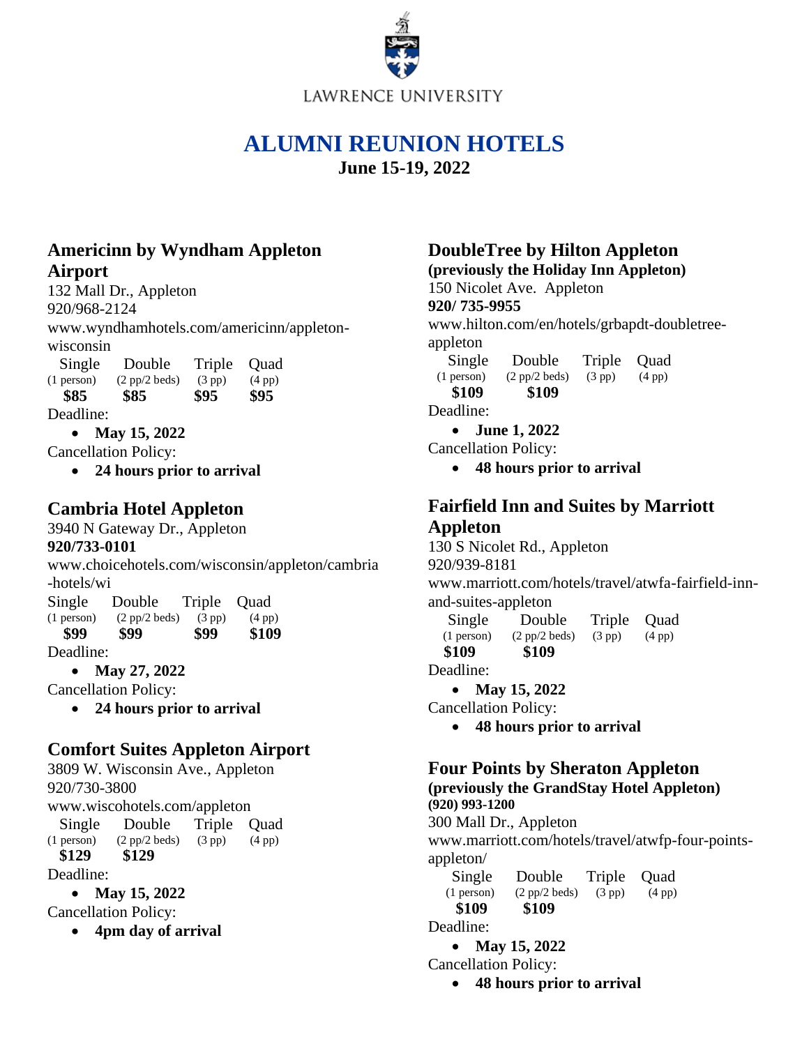LAWRENCE UNIVERSITY

# ALUMNI REUNION HOTELS

**June 15-19, 2022**

## Americinn by Wyndham Appleton Airport

132 Mall Dr., Appleton
920/968-2124
www.wyndhamhotels.com/americinn/appleton-wisconsin

| Single (1 person) | Double (2 pp/2 beds) | Triple (3 pp) | Quad (4 pp) |
|---|---|---|---|
| **$85** | **$85** | **$95** | **$95** |

Deadline:

- **May 15, 2022**

Cancellation Policy:

- **24 hours prior to arrival**

## Cambria Hotel Appleton

3940 N Gateway Dr., Appleton
**920/733-0101**
www.choicehotels.com/wisconsin/appleton/cambria-hotels/wi

| Single (1 person) | Double (2 pp/2 beds) | Triple (3 pp) | Quad (4 pp) |
|---|---|---|---|
| **$99** | **$99** | **$99** | **$109** |

Deadline:

- **May 27, 2022**

Cancellation Policy:

- **24 hours prior to arrival**

## Comfort Suites Appleton Airport

3809 W. Wisconsin Ave., Appleton
920/730-3800
www.wiscohotels.com/appleton

| Single (1 person) | Double (2 pp/2 beds) | Triple (3 pp) | Quad (4 pp) |
|---|---|---|---|
| **$129** | **$129** | | |

Deadline:

- **May 15, 2022**

Cancellation Policy:

- **4pm day of arrival**

## DoubleTree by Hilton Appleton

**(previously the Holiday Inn Appleton)**
150 Nicolet Ave. Appleton
**920/ 735-9955**
www.hilton.com/en/hotels/grbapdt-doubletree-appleton

| Single (1 person) | Double (2 pp/2 beds) | Triple (3 pp) | Quad (4 pp) |
|---|---|---|---|
| **$109** | **$109** | | |

Deadline:

- **June 1, 2022**

Cancellation Policy:

- **48 hours prior to arrival**

## Fairfield Inn and Suites by Marriott Appleton

130 S Nicolet Rd., Appleton
920/939-8181
www.marriott.com/hotels/travel/atwfa-fairfield-inn-and-suites-appleton

| Single (1 person) | Double (2 pp/2 beds) | Triple (3 pp) | Quad (4 pp) |
|---|---|---|---|
| **$109** | **$109** | | |

Deadline:

- **May 15, 2022**

Cancellation Policy:

- **48 hours prior to arrival**

## Four Points by Sheraton Appleton

**(previously the GrandStay Hotel Appleton)**
**(920) 993-1200**
300 Mall Dr., Appleton
www.marriott.com/hotels/travel/atwfp-four-points-appleton/

| Single (1 person) | Double (2 pp/2 beds) | Triple (3 pp) | Quad (4 pp) |
|---|---|---|---|
| **$109** | **$109** | | |

Deadline:

- **May 15, 2022**

Cancellation Policy:

- **48 hours prior to arrival**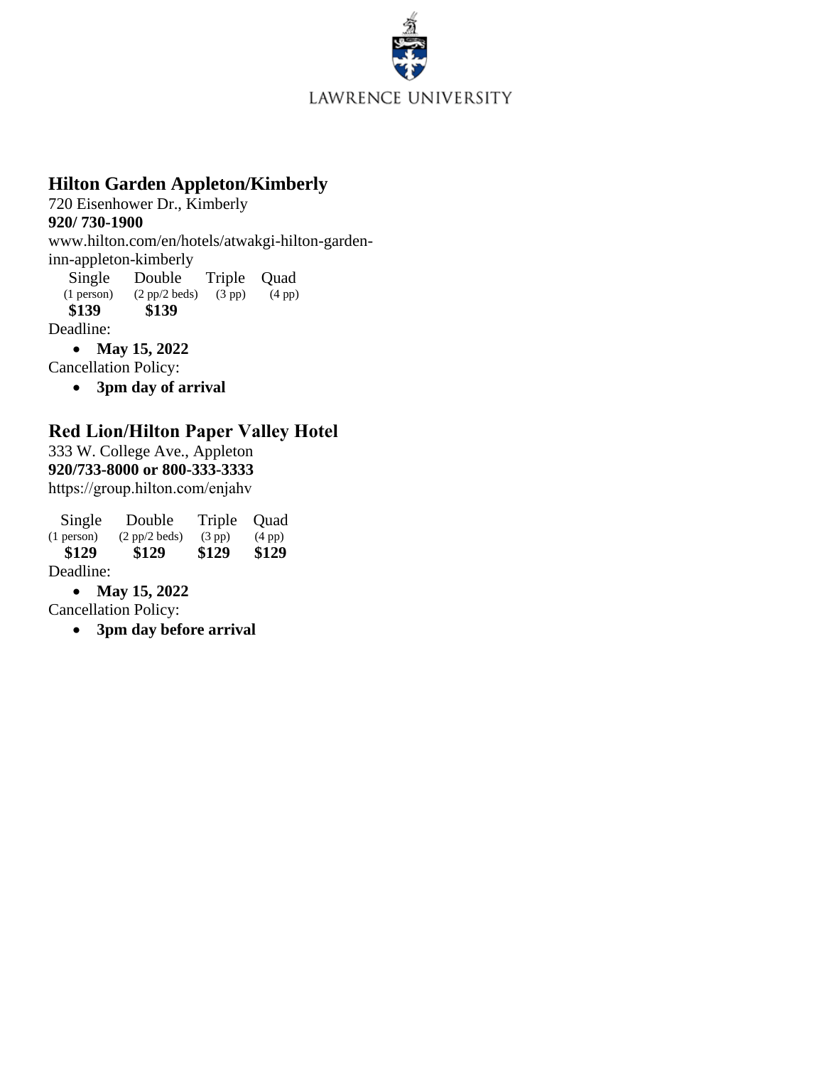LAWRENCE UNIVERSITY

## Hilton Garden Appleton/Kimberly

720 Eisenhower Dr., Kimberly
**920/ 730-1900**
www.hilton.com/en/hotels/atwakgi-hilton-garden-inn-appleton-kimberly

| Single (1 person) | Double (2 pp/2 beds) | Triple (3 pp) | Quad (4 pp) |
|---|---|---|---|
| **$139** | **$139** | | |

Deadline:

- **May 15, 2022**

Cancellation Policy:

- **3pm day of arrival**

## Red Lion/Hilton Paper Valley Hotel

333 W. College Ave., Appleton
**920/733-8000 or 800-333-3333**
https://group.hilton.com/enjahv

| Single (1 person) | Double (2 pp/2 beds) | Triple (3 pp) | Quad (4 pp) |
|---|---|---|---|
| **$129** | **$129** | **$129** | **$129** |

Deadline:

- **May 15, 2022**

Cancellation Policy:

- **3pm day before arrival**